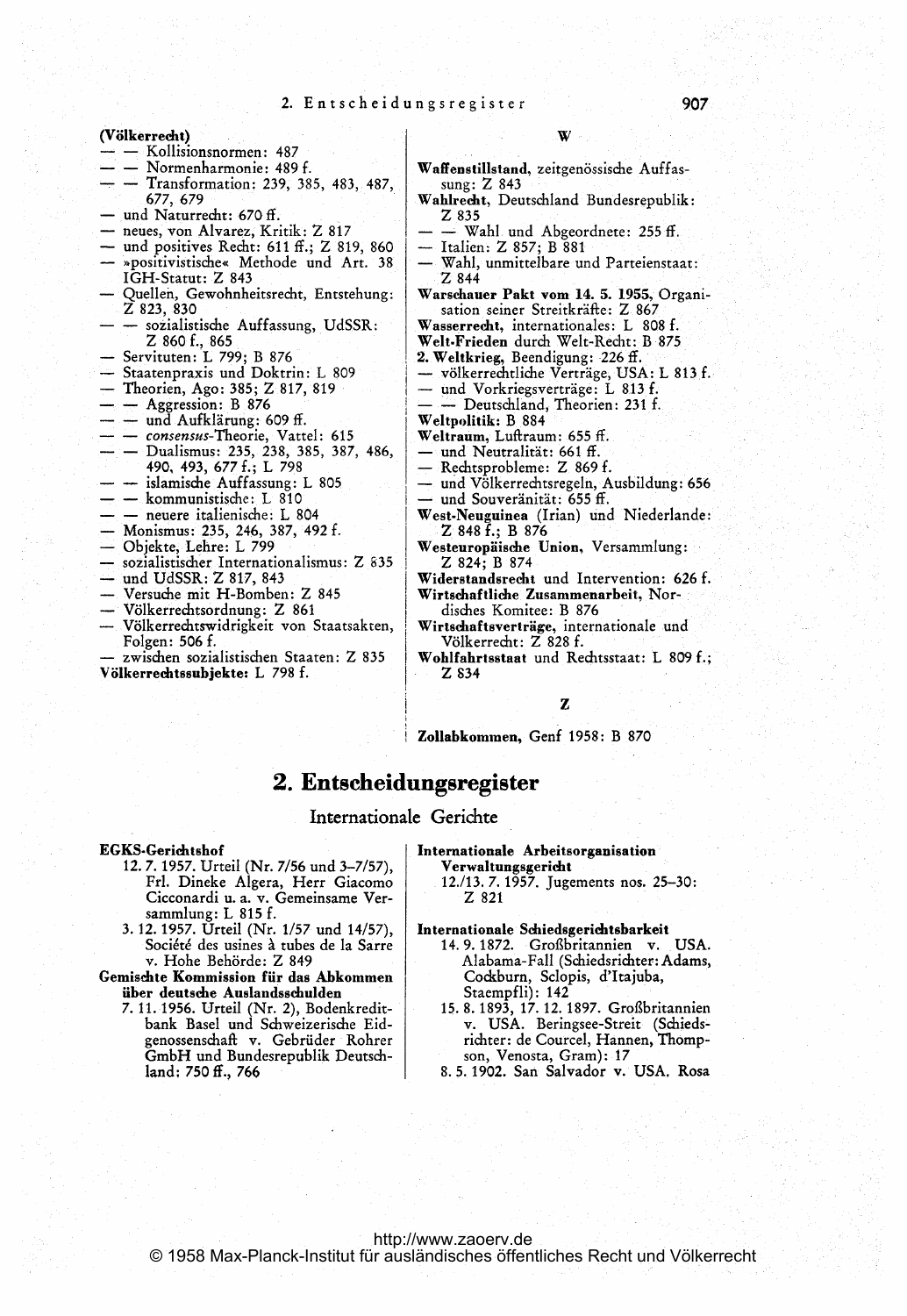**(Völkerrecht)**
— — Kollisionsnormen: 487
— — Normenharmonie: 489 f.
— — Transformation: 239, 385, 483, 487, 677, 679
— und Naturrecht: 670 ff.
— neues, von Alvarez, Kritik: Z 817
— und positives Recht: 611 ff.; Z 819, 860
— »positivistische« Methode und Art. 38 IGH-Statut: Z 843
— Quellen, Gewohnheitsrecht, Entstehung: Z 823, 830
— — sozialistische Auffassung, UdSSR: Z 860 f., 865
— Servituten: L 799; B 876
— Staatenpraxis und Doktrin: L 809
— Theorien, Ago: 385; Z 817, 819
— — Aggression: B 876
— — und Aufklärung: 609 ff.
— — *consensus*-Theorie, Vattel: 615
— — Dualismus: 235, 238, 385, 387, 486, 490, 493, 677 f.; L 798
— — islamische Auffassung: L 805
— — kommunistische: L 810
— — neuere italienische: L 804
— Monismus: 235, 246, 387, 492 f.
— Objekte, Lehre: L 799
— sozialistischer Internationalismus: Z 835
— und UdSSR: Z 817, 843
— Versuche mit H-Bomben: Z 845
— Völkerrechtsordnung: Z 861
— Völkerrechtswidrigkeit von Staatsakten, Folgen: 506 f.
— zwischen sozialistischen Staaten: Z 835
**Völkerrechtssubjekte:** L 798 f.

W

**Waffenstillstand,** zeitgenössische Auffassung: Z 843
**Wahlrecht,** Deutschland Bundesrepublik: Z 835
— — Wahl und Abgeordnete: 255 ff.
— Italien: Z 857; B 881
— Wahl, unmittelbare und Parteienstaat: Z 844
**Warschauer Pakt vom 14. 5. 1955,** Organisation seiner Streitkräfte: Z 867
**Wasserrecht,** internationales: L 808 f.
**Welt-Frieden** durch Welt-Recht: B 875
**2. Weltkrieg,** Beendigung: 226 ff.
— völkerrechtliche Verträge, USA: L 813 f.
— und Vorkriegsverträge: L 813 f.
— — Deutschland, Theorien: 231 f.
**Weltpolitik:** B 884
**Weltraum,** Luftraum: 655 ff.
— und Neutralität: 661 ff.
— Rechtsprobleme: Z 869 f.
— und Völkerrechtsregeln, Ausbildung: 656
— und Souveränität: 655 ff.
**West-Neuguinea** (Irian) und Niederlande: Z 848 f.; B 876
**Westeuropäische Union,** Versammlung: Z 824; B 874
**Widerstandsrecht** und Intervention: 626 f.
**Wirtschaftliche Zusammenarbeit,** Nordisches Komitee: B 876
**Wirtschaftsverträge,** internationale und Völkerrecht: Z 828 f.
**Wohlfahrtsstaat** und Rechtsstaat: L 809 f.; Z 834

Z

**Zollabkommen,** Genf 1958: B 870

# 2. Entscheidungsregister

## Internationale Gerichte

**EGKS-Gerichtshof**
12. 7. 1957. Urteil (Nr. 7/56 und 3–7/57), Frl. Dineke Algera, Herr Giacomo Cicconardi u. a. v. Gemeinsame Versammlung: L 815 f.
3. 12. 1957. Urteil (Nr. 1/57 und 14/57), Société des usines à tubes de la Sarre v. Hohe Behörde: Z 849

**Gemischte Kommission für das Abkommen über deutsche Auslandsschulden**
7. 11. 1956. Urteil (Nr. 2), Bodenkreditbank Basel und Schweizerische Eidgenossenschaft v. Gebrüder Rohrer GmbH und Bundesrepublik Deutschland: 750 ff., 766

**Internationale Arbeitsorganisation Verwaltungsgericht**
12./13. 7. 1957. Jugements nos. 25–30: Z 821

**Internationale Schiedsgerichtsbarkeit**
14. 9. 1872. Großbritannien v. USA. Alabama-Fall (Schiedsrichter: Adams, Cockburn, Sclopis, d'Itajuba, Staempfli): 142
15. 8. 1893, 17. 12. 1897. Großbritannien v. USA. Beringsee-Streit (Schiedsrichter: de Courcel, Hannen, Thompson, Venosta, Gram): 17
8. 5. 1902. San Salvador v. USA. Rosa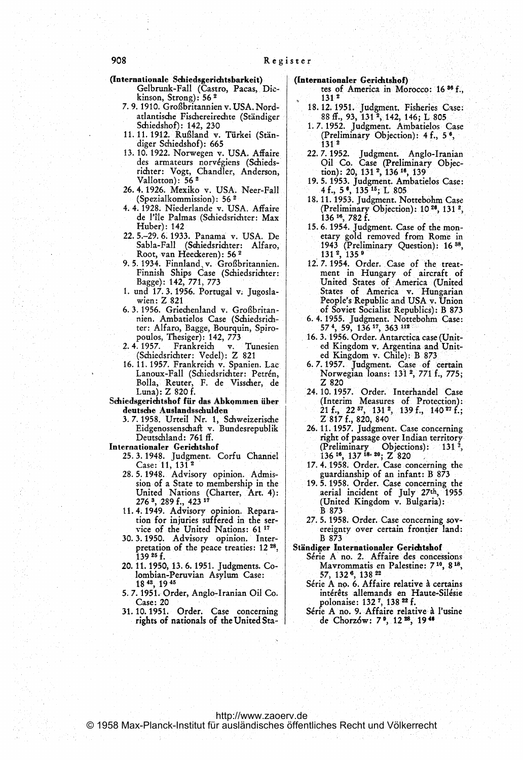(Internationale Schiedsgerichtsbarkeit)

Gelbrunk-Fall (Castro, Pacas, Dickinson, Strong): 56 [2]

7. 9. 1910. Großbritannien v. USA. Nordatlantische Fischereirechte (Ständiger Schiedshof): 142, 230

11. 11. 1912. Rußland v. Türkei (Ständiger Schiedshof): 665

13. 10. 1922. Norwegen v. USA. Affaire des armateurs norvégiens (Schiedsrichter: Vogt, Chandler, Anderson, Vallotton): 56 [2]

26. 4. 1926. Mexiko v. USA. Neer-Fall (Spezialkommission): 56 [2]

4. 4. 1928. Niederlande v. USA. Affaire de l'île Palmas (Schiedsrichter: Max Huber): 142

22. 5.–29. 6. 1933. Panama v. USA. De Sabla-Fall (Schiedsrichter: Alfaro, Root, van Heeckeren): 56 [2]

9. 5. 1934. Finnland v. Großbritannien. Finnish Ships Case (Schiedsrichter: Bagge): 142, 771, 773

1. und 17. 3. 1956. Portugal v. Jugoslawien: Z 821

6. 3. 1956. Griechenland v. Großbritannien. Ambatielos Case (Schiedsrichter: Alfaro, Bagge, Bourquin, Spiropoulos, Thesiger): 142, 773

2. 4. 1957. Frankreich v. Tunesien (Schiedsrichter: Vedel): Z 821

16. 11. 1957. Frankreich v. Spanien. Lac Lanoux-Fall (Schiedsrichter: Petrén, Bolla, Reuter, F. de Visscher, de Luna): Z 820 f.

**Schiedsgerichtshof für das Abkommen über deutsche Auslandsschulden**

3. 7. 1958. Urteil Nr. 1, Schweizerische Eidgenossenschaft v. Bundesrepublik Deutschland: 761 ff.

**Internationaler Gerichtshof**

25. 3. 1948. Judgment. Corfu Channel Case: 11, 131 [2]

28. 5. 1948. Advisory opinion. Admission of a State to membership in the United Nations (Charter, Art. 4): 276 [3], 289 f., 423 [17]

11. 4. 1949. Advisory opinion. Reparation for injuries suffered in the service of the United Nations: 61 [17]

30. 3. 1950. Advisory opinion. Interpretation of the peace treaties: 12 [28], 139 [25] f.

20. 11. 1950, 13. 6. 1951. Judgments. Colombian-Peruvian Asylum Case: 18 [43], 19 [45]

5. 7. 1951. Order, Anglo-Iranian Oil Co. Case: 20

31. 10. 1951. Order. Case concerning rights of nationals of the United States of America in Morocco: 16 [36] f., 131 [2]

18. 12. 1951. Judgment. Fisheries Case: 88 ff., 93, 131 [2], 142, 146; L 805

1. 7. 1952. Judgment. Ambatielos Case (Preliminary Objection): 4 f., 5 [6], 131 [2]

22. 7. 1952. Judgment. Anglo-Iranian Oil Co. Case (Preliminary Objection): 20, 131 [2], 136 [16], 139

19. 5. 1953. Judgment. Ambatielos Case: 4 f., 5 [6], 135 [15]; L 805

18. 11. 1953. Judgment. Nottebohm Case (Preliminary Objection): 10 [26], 131 [2], 136 [16], 782 f.

15. 6. 1954. Judgment. Case of the monetary gold removed from Rome in 1943 (Preliminary Question): 16 [38], 131 [2], 135 [9]

12. 7. 1954. Order. Case of the treatment in Hungary of aircraft of United States of America (United States of America v. Hungarian People's Republic and USA v. Union of Soviet Socialist Republics): B 873

6. 4. 1955. Judgment. Nottebohm Case: 57 [4], 59, 136 [17], 363 [112]

16. 3. 1956. Order. Antarctica case (United Kingdom v. Argentina and United Kingdom v. Chile): B 873

6. 7. 1957. Judgment. Case of certain Norwegian loans: 131 [2], 771 f., 775; Z 820

24. 10. 1957. Order. Interhandel Case (Interim Measures of Protection): 21 f., 22 [57], 131 [2], 139 f., 140 [27] f.; Z 817 f., 820, 840

26. 11. 1957. Judgment. Case concerning right of passage over Indian territory (Preliminary Objections): 131 [2], 136 [16], 137 [18, 20]; Z 820

17. 4. 1958. Order. Case concerning the guardianship of an infant: B 873

19. 5. 1958. Order. Case concerning the aerial incident of July 27th, 1955 (United Kingdom v. Bulgaria): B 873

27. 5. 1958. Order. Case concerning sovereignty over certain frontier land: B 873

**Ständiger Internationaler Gerichtshof**

Série A no. 2. Affaire des concessions Mavrommatis en Palestine: 7 [10], 8 [18], 57, 132 [6], 138 [22]

Série A no. 6. Affaire relative à certains intérêts allemands en Haute-Silésie polonaise: 132 [7], 138 [22] f.

Série A no. 9. Affaire relative à l'usine de Chorzów: 7 [9], 12 [28], 19 [46]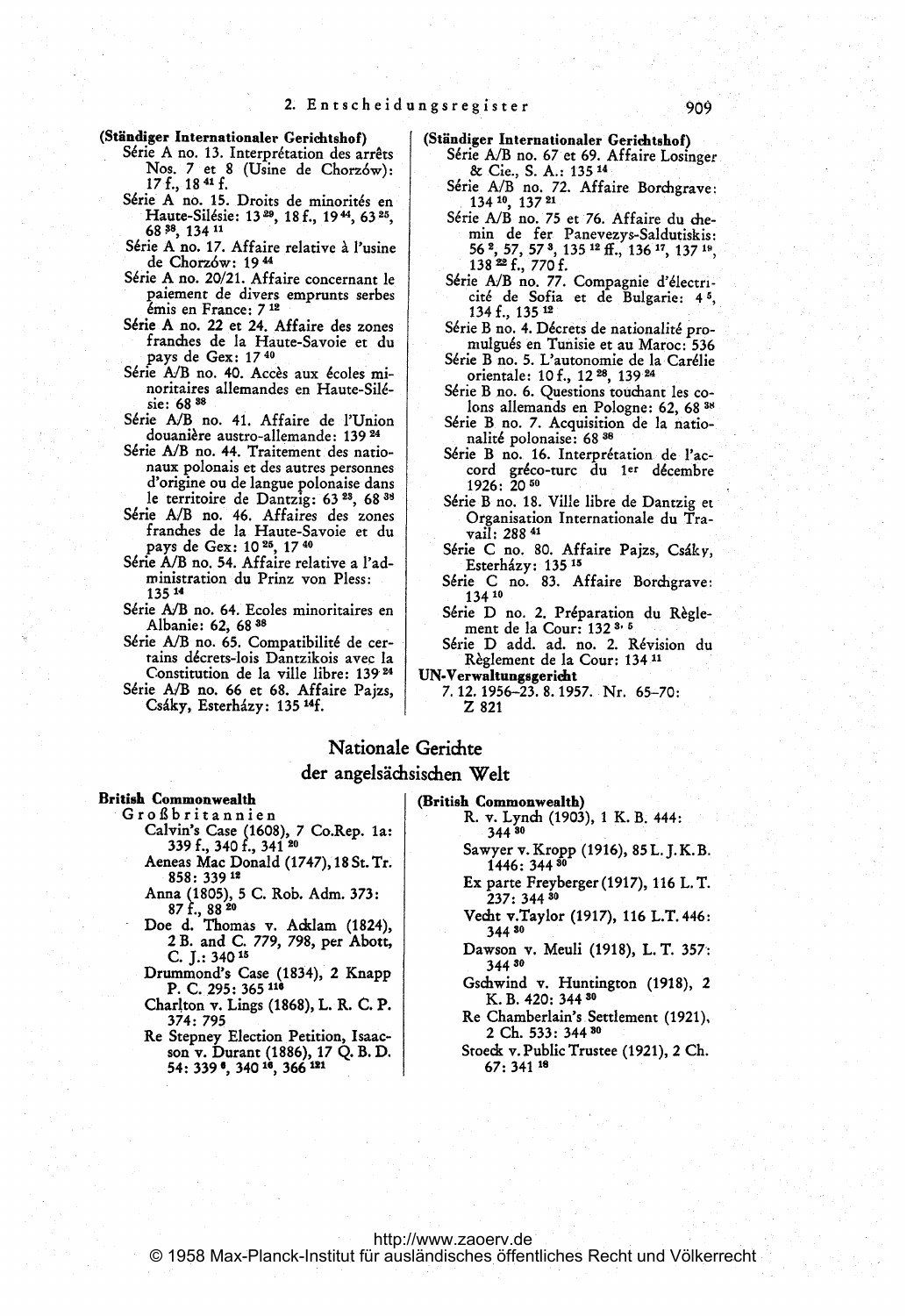(Ständiger Internationaler Gerichtshof)

Série A no. 13. Interprétation des arrêts Nos. 7 et 8 (Usine de Chorzów): 17 f., 18 [41] f.

Série A no. 15. Droits de minorités en Haute-Silésie: 13 [29], 18 f., 19 [44], 63 [25], 68 [38], 134 [11]

Série A no. 17. Affaire relative à l'usine de Chorzów: 19 [44]

Série A no. 20/21. Affaire concernant le paiement de divers emprunts serbes émis en France: 7 [12]

Série A no. 22 et 24. Affaire des zones franches de la Haute-Savoie et du pays de Gex: 17 [40]

Série A/B no. 40. Accès aux écoles minoritaires allemandes en Haute-Silésie: 68 [38]

Série A/B no. 41. Affaire de l'Union douanière austro-allemande: 139 [24]

Série A/B no. 44. Traitement des nationaux polonais et des autres personnes d'origine ou de langue polonaise dans le territoire de Dantzig: 63 [23], 68 [38]

Série A/B no. 46. Affaires des zones franches de la Haute-Savoie et du pays de Gex: 10 [25], 17 [40]

Série A/B no. 54. Affaire relative a l'administration du Prinz von Pless: 135 [14]

Série A/B no. 64. Ecoles minoritaires en Albanie: 62, 68 [38]

Série A/B no. 65. Compatibilité de certains décrets-lois Dantzikois avec la Constitution de la ville libre: 139 [24]

Série A/B no. 66 et 68. Affaire Pajzs, Csáky, Esterházy: 135 [14] f.

(Ständiger Internationaler Gerichtshof)

Série A/B no. 67 et 69. Affaire Losinger & Cie., S. A.: 135 [14]

Série A/B no. 72. Affaire Borchgrave: 134 [10], 137 [21]

Série A/B no. 75 et 76. Affaire du chemin de fer Panevezys-Saldutiskis: 56 [2], 57, 57 [3], 135 [12] ff., 136 [17], 137 [19], 138 [22] f., 770 f.

Série A/B no. 77. Compagnie d'électricité de Sofia et de Bulgarie: 4 [5], 134 f., 135 [12]

Série B no. 4. Décrets de nationalité promulgués en Tunisie et au Maroc: 536

Série B no. 5. L'autonomie de la Carélie orientale: 10 f., 12 [28], 139 [24]

Série B no. 6. Questions touchant les colons allemands en Pologne: 62, 68 [38]

Série B no. 7. Acquisition de la nationalité polonaise: 68 [38]

Série B no. 16. Interprétation de l'accord gréco-turc du 1er décembre 1926: 20 [50]

Série B no. 18. Ville libre de Dantzig et Organisation Internationale du Travail: 288 [41]

Série C no. 80. Affaire Pajzs, Csáky, Esterházy: 135 [15]

Série C no. 83. Affaire Borchgrave: 134 [10]

Série D no. 2. Préparation du Règlement de la Cour: 132 [3, 5]

Série D add. ad. no. 2. Révision du Règlement de la Cour: 134 [11]

**UN-Verwaltungsgericht**

7. 12. 1956–23. 8. 1957. Nr. 65–70: Z 821

## Nationale Gerichte der angelsächsischen Welt

**British Commonwealth**

Großbritannien

Calvin's Case (1608), 7 Co.Rep. 1a: 339 f., 340 f., 341 [20]

Aeneas Mac Donald (1747), 18 St. Tr. 858: 339 [12]

Anna (1805), 5 C. Rob. Adm. 373: 87 f., 88 [20]

Doe d. Thomas v. Acklam (1824), 2 B. and C. 779, 798, per Abott, C. J.: 340 [15]

Drummond's Case (1834), 2 Knapp P. C. 295: 365 [116]

Charlton v. Lings (1868), L. R. C. P. 374: 795

Re Stepney Election Petition, Isaacson v. Durant (1886), 17 Q. B. D. 54: 339 [6], 340 [16], 366 [121]

(British Commonwealth)

R. v. Lynch (1903), 1 K. B. 444: 344 [30]

Sawyer v. Kropp (1916), 85 L. J. K. B. 1446: 344 [30]

Ex parte Freyberger (1917), 116 L. T. 237: 344 [30]

Vecht v. Taylor (1917), 116 L.T. 446: 344 [30]

Dawson v. Meuli (1918), L. T. 357: 344 [30]

Gschwind v. Huntington (1918), 2 K. B. 420: 344 [30]

Re Chamberlain's Settlement (1921), 2 Ch. 533: 344 [30]

Stoeck v. Public Trustee (1921), 2 Ch. 67: 341 [18]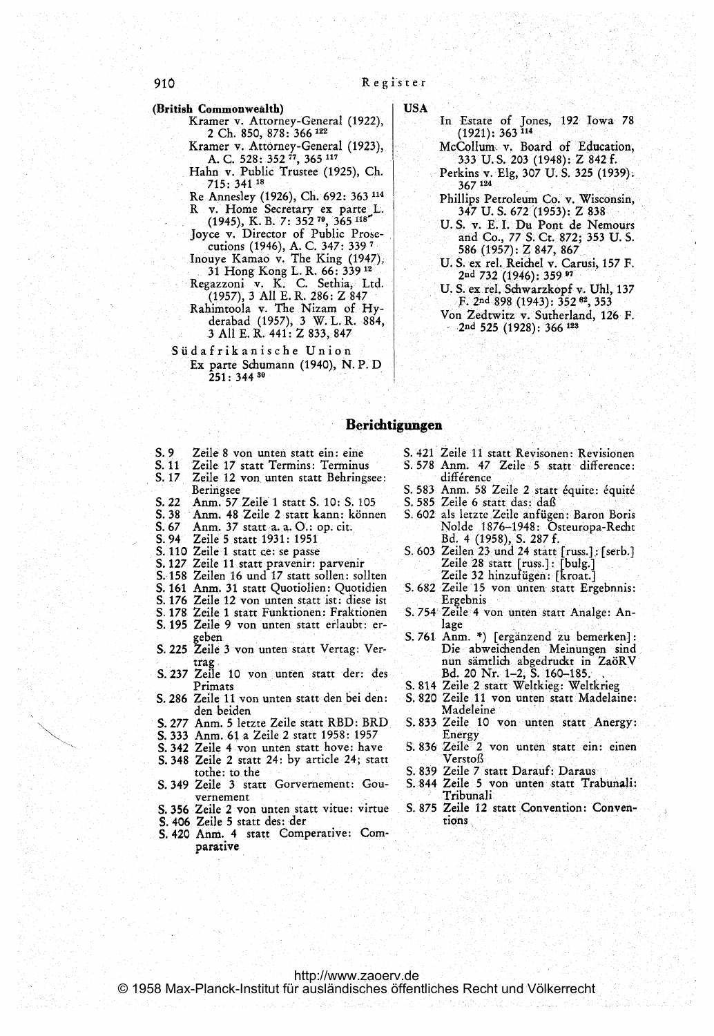**(British Commonwealth)**

Kramer v. Attorney-General (1922), 2 Ch. 850, 878: 366 [122]

Kramer v. Attorney-General (1923), A. C. 528: 352 [77], 365 [117]

Hahn v. Public Trustee (1925), Ch. 715: 341 [18]

Re Annesley (1926), Ch. 692: 363 [114]

R v. Home Secretary ex parte L. (1945), K. B. 7: 352 [79], 365 [118]

Joyce v. Director of Public Prosecutions (1946), A. C. 347: 339 [7]

Inouye Kamao v. The King (1947), 31 Hong Kong L. R. 66: 339 [12]

Regazzoni v. K. C. Sethia, Ltd. (1957), 3 All E. R. 286: Z 847

Rahimtoola v. The Nizam of Hyderabad (1957), 3 W. L. R. 884, 3 All E. R. 441: Z 833, 847

Südafrikanische Union

Ex parte Schumann (1940), N. P. D 251: 344 [30]

**USA**

In Estate of Jones, 192 Iowa 78 (1921): 363 [114]

McCollum v. Board of Education, 333 U. S. 203 (1948): Z 842 f.

Perkins v. Elg, 307 U. S. 325 (1939): 367 [124]

Phillips Petroleum Co. v. Wisconsin, 347 U. S. 672 (1953): Z 838

U. S. v. E. I. Du Pont de Nemours and Co., 77 S. Ct. 872; 353 U. S. 586 (1957): Z 847, 867

U. S. ex rel. Reichel v. Carusi, 157 F. 2nd 732 (1946): 359 [97]

U. S. ex rel. Schwarzkopf v. Uhl, 137 F. 2nd 898 (1943): 352 [82], 353

Von Zedtwitz v. Sutherland, 126 F. 2nd 525 (1928): 366 [123]

## Berichtigungen

S. 9 Zeile 8 von unten statt ein: eine
S. 11 Zeile 17 statt Termins: Terminus
S. 17 Zeile 12 von unten statt Behringsee: Beringsee
S. 22 Anm. 57 Zeile 1 statt S. 10: S. 105
S. 38 Anm. 48 Zeile 2 statt kann: können
S. 67 Anm. 37 statt a. a. O.: op. cit.
S. 94 Zeile 5 statt 1931: 1951
S. 110 Zeile 1 statt ce: se passe
S. 127 Zeile 11 statt pravenir: parvenir
S. 158 Zeilen 16 und 17 statt sollen: sollten
S. 161 Anm. 31 statt Quotiolien: Quotidien
S. 176 Zeile 12 von unten statt ist: diese ist
S. 178 Zeile 1 statt Funktionen: Fraktionen
S. 195 Zeile 9 von unten statt erlaubt: ergeben
S. 225 Zeile 3 von unten statt Vertag: Vertrag
S. 237 Zeile 10 von unten statt der: des Primats
S. 286 Zeile 11 von unten statt den bei den: den beiden
S. 277 Anm. 5 letzte Zeile statt RBD: BRD
S. 333 Anm. 61 a Zeile 2 statt 1958: 1957
S. 342 Zeile 4 von unten statt hove: have
S. 348 Zeile 2 statt 24: by article 24; statt tothe: to the
S. 349 Zeile 3 statt Gorvernement: Gouvernement
S. 356 Zeile 2 von unten statt vitue: virtue
S. 406 Zeile 5 statt des: der
S. 420 Anm. 4 statt Comperative: Comparative
S. 421 Zeile 11 statt Revisonen: Revisionen
S. 578 Anm. 47 Zeile 5 statt difference: différence
S. 583 Anm. 58 Zeile 2 statt équite: équité
S. 585 Zeile 6 statt das: daß
S. 602 als letzte Zeile anfügen: Baron Boris Nolde 1876–1948: Osteuropa-Recht Bd. 4 (1958), S. 287 f.
S. 603 Zeilen 23 und 24 statt [russ.]: [serb.] Zeile 28 statt [russ.]: [bulg.] Zeile 32 hinzufügen: [kroat.]
S. 682 Zeile 15 von unten statt Ergebnnis: Ergebnis
S. 754 Zeile 4 von unten statt Analge: Anlage
S. 761 Anm. *) [ergänzend zu bemerken]: Die abweichenden Meinungen sind nun sämtlich abgedruckt in ZaöRV Bd. 20 Nr. 1–2, S. 160–185.
S. 814 Zeile 2 statt Weltkieg: Weltkrieg
S. 820 Zeile 11 von unten statt Madelaine: Madeleine
S. 833 Zeile 10 von unten statt Anergy: Energy
S. 836 Zeile 2 von unten statt ein: einen Verstoß
S. 839 Zeile 7 statt Darauf: Daraus
S. 844 Zeile 5 von unten statt Trabunali: Tribunali
S. 875 Zeile 12 statt Convention: Conventions